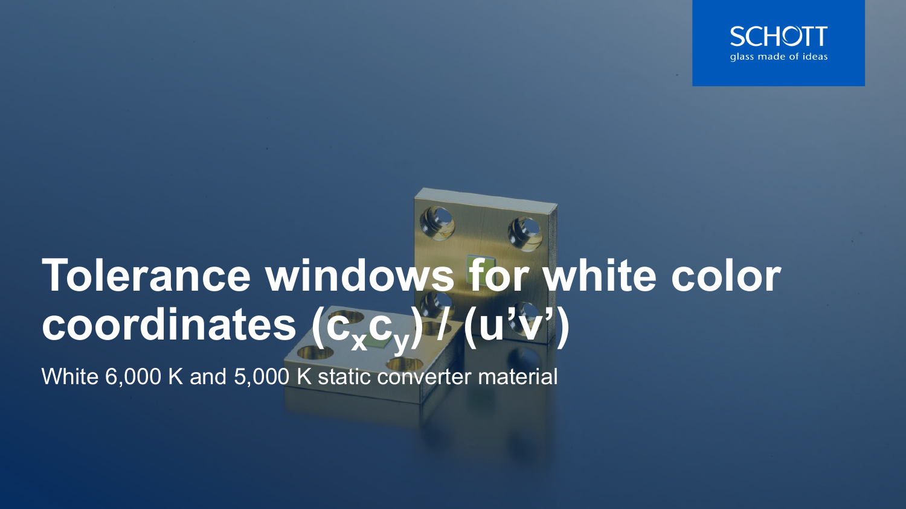# Tolerance windows for white color coordinates ($c_x c_y$) / ($u'v'$)

White 6,000 K and 5,000 K static converter material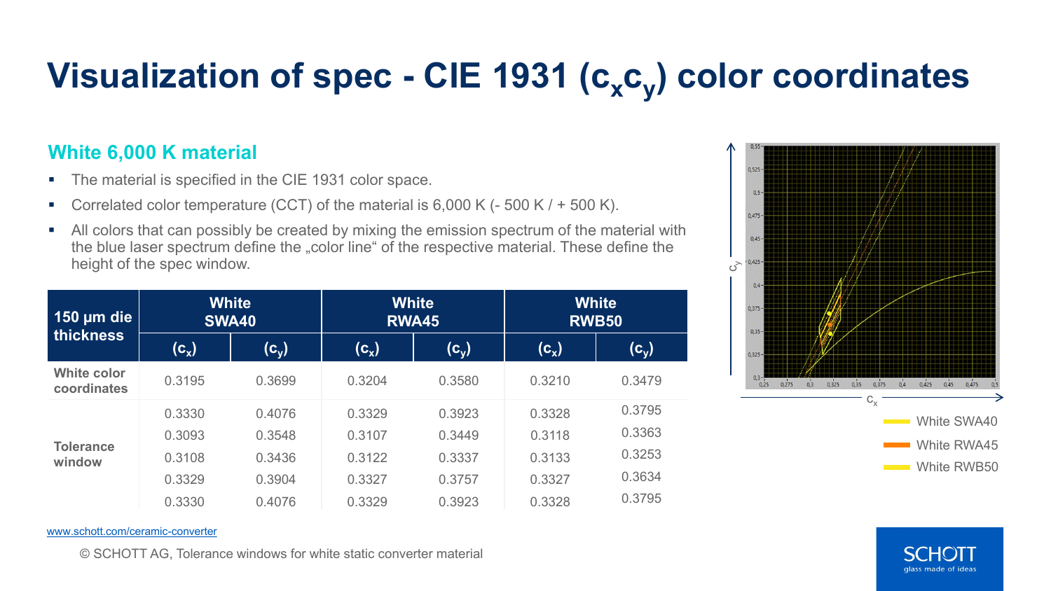# Visualization of spec - CIE 1931 ($c_x c_y$) color coordinates

## White 6,000 K material

- The material is specified in the CIE 1931 color space.
- Correlated color temperature (CCT) of the material is 6,000 K (- 500 K / + 500 K).
- All colors that can possibly be created by mixing the emission spectrum of the material with the blue laser spectrum define the „color line“ of the respective material. These define the height of the spec window.

| 150 µm die thickness | White SWA40 | | White RWA45 | | White RWB50 | |
|---|---|---|---|---|---|---|
| | ($c_x$) | ($c_y$) | ($c_x$) | ($c_y$) | ($c_x$) | ($c_y$) |
| White color coordinates | 0.3195 | 0.3699 | 0.3204 | 0.3580 | 0.3210 | 0.3479 |
| Tolerance window | 0.3330 | 0.4076 | 0.3329 | 0.3923 | 0.3328 | 0.3795 |
| | 0.3093 | 0.3548 | 0.3107 | 0.3449 | 0.3118 | 0.3363 |
| | 0.3108 | 0.3436 | 0.3122 | 0.3337 | 0.3133 | 0.3253 |
| | 0.3329 | 0.3904 | 0.3327 | 0.3757 | 0.3327 | 0.3634 |
| | 0.3330 | 0.4076 | 0.3329 | 0.3923 | 0.3328 | 0.3795 |

$c_y$

$c_x$

White SWA40

White RWA45

White RWB50

www.schott.com/ceramic-converter

© SCHOTT AG, Tolerance windows for white static converter material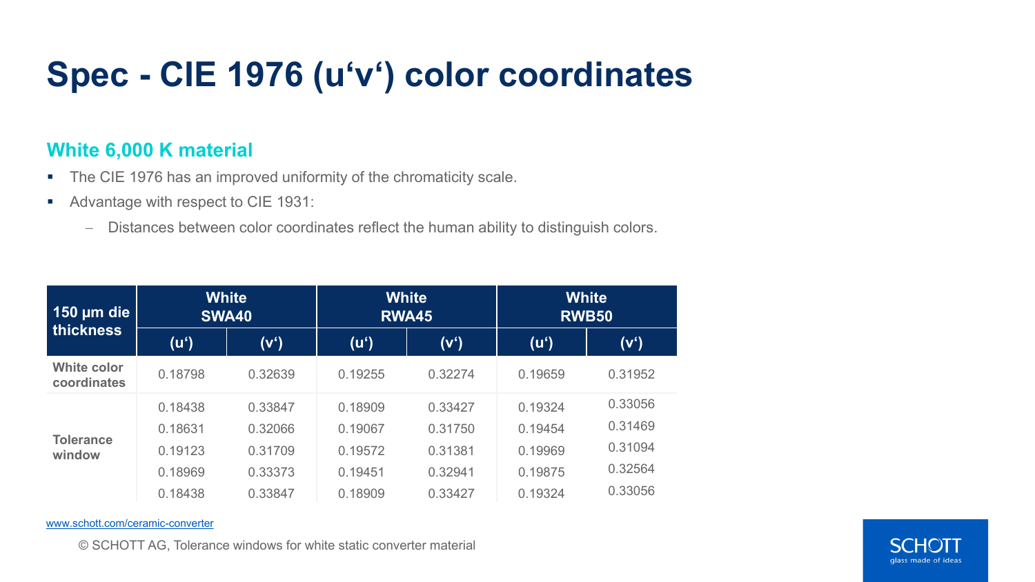# Spec - CIE 1976 (u‘v‘) color coordinates

## White 6,000 K material

- The CIE 1976 has an improved uniformity of the chromaticity scale.
- Advantage with respect to CIE 1931:
  - Distances between color coordinates reflect the human ability to distinguish colors.

| 150 µm die thickness | White SWA40 | | White RWA45 | | White RWB50 | |
|---|---|---|---|---|---|---|
| | (u‘) | (v‘) | (u‘) | (v‘) | (u‘) | (v‘) |
| White color coordinates | 0.18798 | 0.32639 | 0.19255 | 0.32274 | 0.19659 | 0.31952 |
| Tolerance window | 0.18438 | 0.33847 | 0.18909 | 0.33427 | 0.19324 | 0.33056 |
| | 0.18631 | 0.32066 | 0.19067 | 0.31750 | 0.19454 | 0.31469 |
| | 0.19123 | 0.31709 | 0.19572 | 0.31381 | 0.19969 | 0.31094 |
| | 0.18969 | 0.33373 | 0.19451 | 0.32941 | 0.19875 | 0.32564 |
| | 0.18438 | 0.33847 | 0.18909 | 0.33427 | 0.19324 | 0.33056 |

www.schott.com/ceramic-converter

© SCHOTT AG, Tolerance windows for white static converter material

SCHOTT glass made of ideas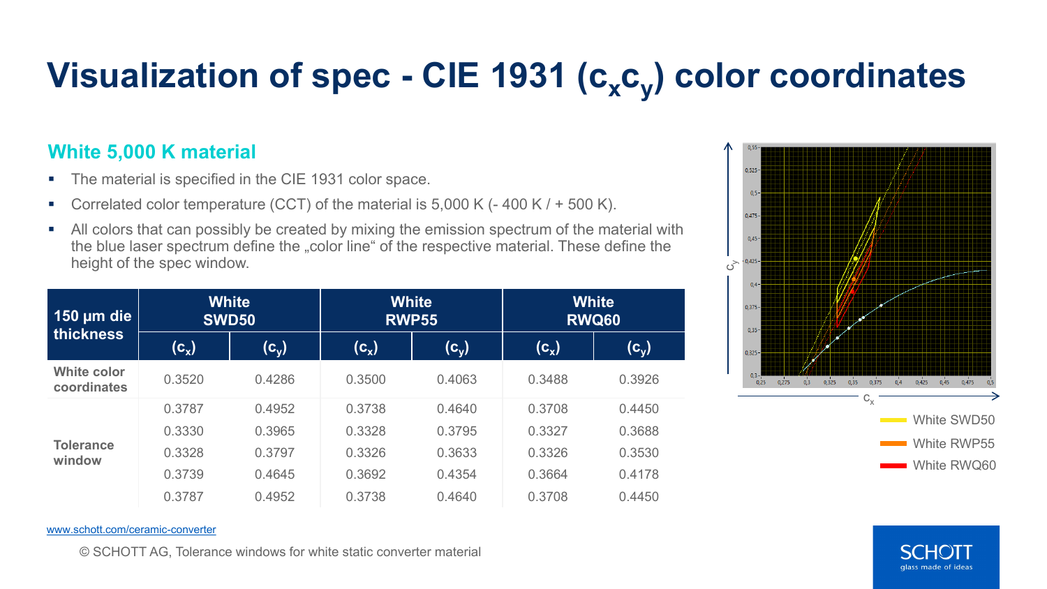# Visualization of spec - CIE 1931 ($c_x c_y$) color coordinates

## White 5,000 K material

- The material is specified in the CIE 1931 color space.
- Correlated color temperature (CCT) of the material is 5,000 K (- 400 K / + 500 K).
- All colors that can possibly be created by mixing the emission spectrum of the material with the blue laser spectrum define the „color line" of the respective material. These define the height of the spec window.

| 150 µm die thickness | White SWD50 | | White RWP55 | | White RWQ60 | |
|---|---|---|---|---|---|---|
| | ($c_x$) | ($c_y$) | ($c_x$) | ($c_y$) | ($c_x$) | ($c_y$) |
| White color coordinates | 0.3520 | 0.4286 | 0.3500 | 0.4063 | 0.3488 | 0.3926 |
| Tolerance window | 0.3787 | 0.4952 | 0.3738 | 0.4640 | 0.3708 | 0.4450 |
| | 0.3330 | 0.3965 | 0.3328 | 0.3795 | 0.3327 | 0.3688 |
| | 0.3328 | 0.3797 | 0.3326 | 0.3633 | 0.3326 | 0.3530 |
| | 0.3739 | 0.4645 | 0.3692 | 0.4354 | 0.3664 | 0.4178 |
| | 0.3787 | 0.4952 | 0.3738 | 0.4640 | 0.3708 | 0.4450 |

[www.schott.com/ceramic-converter](http://www.schott.com/ceramic-converter)

© SCHOTT AG, Tolerance windows for white static converter material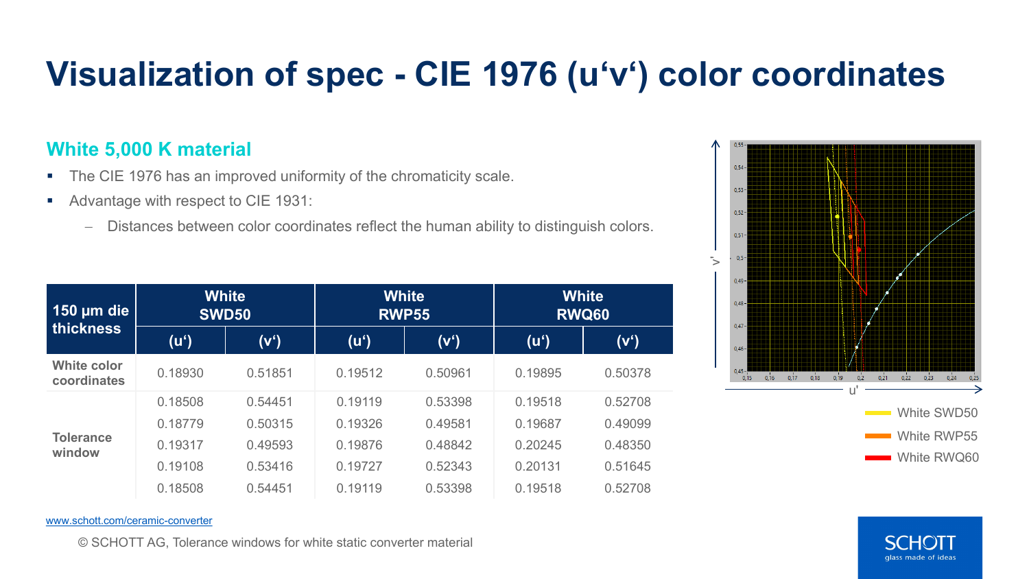# Visualization of spec - CIE 1976 (u‘v‘) color coordinates

## White 5,000 K material

- The CIE 1976 has an improved uniformity of the chromaticity scale.
- Advantage with respect to CIE 1931:
  - Distances between color coordinates reflect the human ability to distinguish colors.

| 150 µm die thickness | White SWD50 | | White RWP55 | | White RWQ60 | |
|---|---|---|---|---|---|---|
| | (u‘) | (v‘) | (u‘) | (v‘) | (u‘) | (v‘) |
| White color coordinates | 0.18930 | 0.51851 | 0.19512 | 0.50961 | 0.19895 | 0.50378 |
| Tolerance window | 0.18508 | 0.54451 | 0.19119 | 0.53398 | 0.19518 | 0.52708 |
| | 0.18779 | 0.50315 | 0.19326 | 0.49581 | 0.19687 | 0.49099 |
| | 0.19317 | 0.49593 | 0.19876 | 0.48842 | 0.20245 | 0.48350 |
| | 0.19108 | 0.53416 | 0.19727 | 0.52343 | 0.20131 | 0.51645 |
| | 0.18508 | 0.54451 | 0.19119 | 0.53398 | 0.19518 | 0.52708 |

v'

0,55 0,54 0,53 0,52 0,51 0,5 0,49 0,48 0,47 0,46 0,45

0,15 0,16 0,17 0,18 0,19 0,2 0,21 0,22 0,23 0,24 0,25

u'

White SWD50

White RWP55

White RWQ60

www.schott.com/ceramic-converter

© SCHOTT AG, Tolerance windows for white static converter material